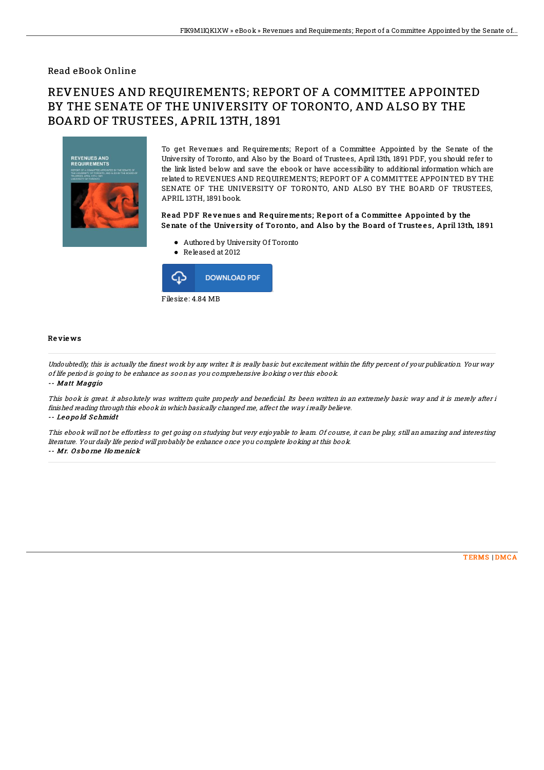Read eBook Online

# REVENUES AND REQUIREMENTS; REPORT OF A COMMITTEE APPOINTED BY THE SENATE OF THE UNIVERSITY OF TORONTO, AND ALSO BY THE BOARD OF TRUSTEES, APRIL 13TH, 1891

To get Revenues and Requirements; Report of a Committee Appointed by the Senate of the University of Toronto, and Also by the Board of Trustees, April 13th, 1891 PDF, you should refer to the link listed below and save the ebook or have accessibility to additional information which are related to REVENUES AND REQUIREMENTS; REPORT OF A COMMITTEE APPOINTED BY THE SENATE OF THE UNIVERSITY OF TORONTO, AND ALSO BY THE BOARD OF TRUSTEES, APRIL 13TH, 1891 book.

### Read PDF Revenues and Requirements; Report of a Committee Appointed by the Senate of the University of Toronto, and Also by the Board of Trustees, April 13th, 1891

- Authored by University Of Toronto
- Released at 2012

DOWNLOAD PDF

Filesize: 4.84 MB

## Reviews

*Undoubtedly, this is actually the finest work by any writer. It is really basic but excitement within the fifty percent of your publication. Your way of life period is going to be enhance as soon as you comprehensive looking over this ebook.*

*-- Matt Maggio*

*This book is great. it absolutely was writtern quite properly and beneficial. Its been written in an extremely basic way and it is merely after i finished reading through this ebook in which basically changed me, affect the way i really believe.*

*-- Leopold Schmidt*

*This ebook will not be effortless to get going on studying but very enjoyable to learn. Of course, it can be play, still an amazing and interesting literature. Your daily life period will probably be enhance once you complete looking at this book.*

*-- Mr. Osborne Homenick*

TERMS | DMCA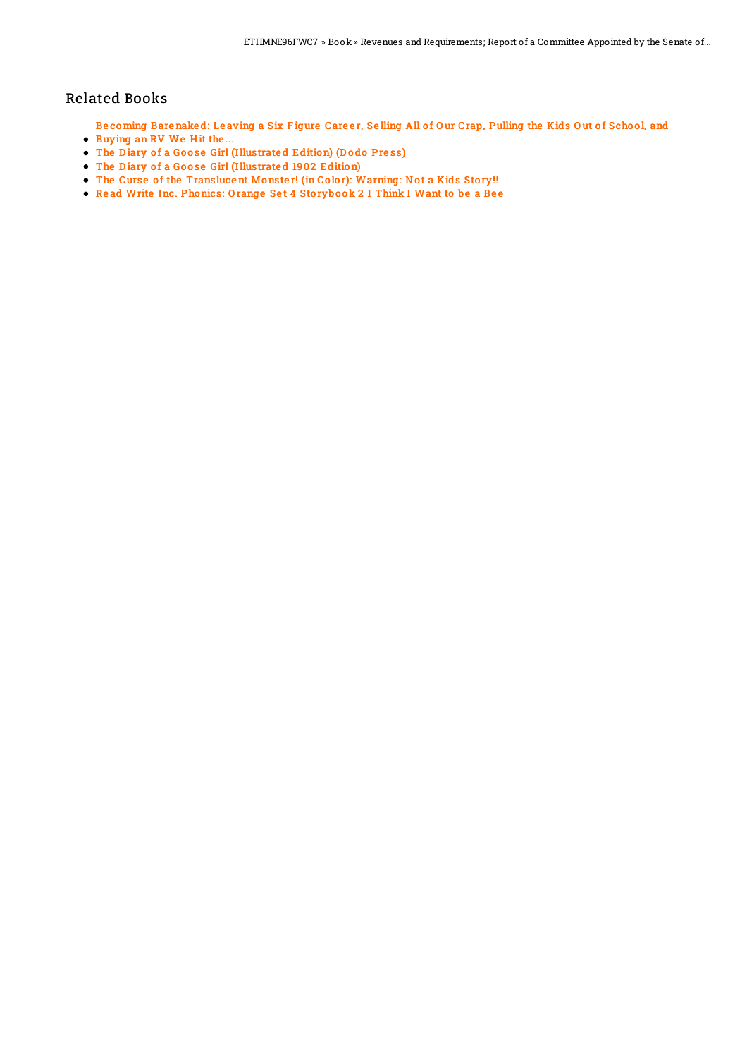## Related Books

- Becoming Barenaked: Leaving a Six Figure Career, Selling All of Our Crap, Pulling the Kids Out of School, and Buying an RV We Hit the...
- The Diary of a Goose Girl (Illustrated Edition) (Dodo Press)
- The Diary of a Goose Girl (Illustrated 1902 Edition)
- The Curse of the Translucent Monster! (in Color): Warning: Not a Kids Story!!
- Read Write Inc. Phonics: Orange Set 4 Storybook 2 I Think I Want to be a Bee